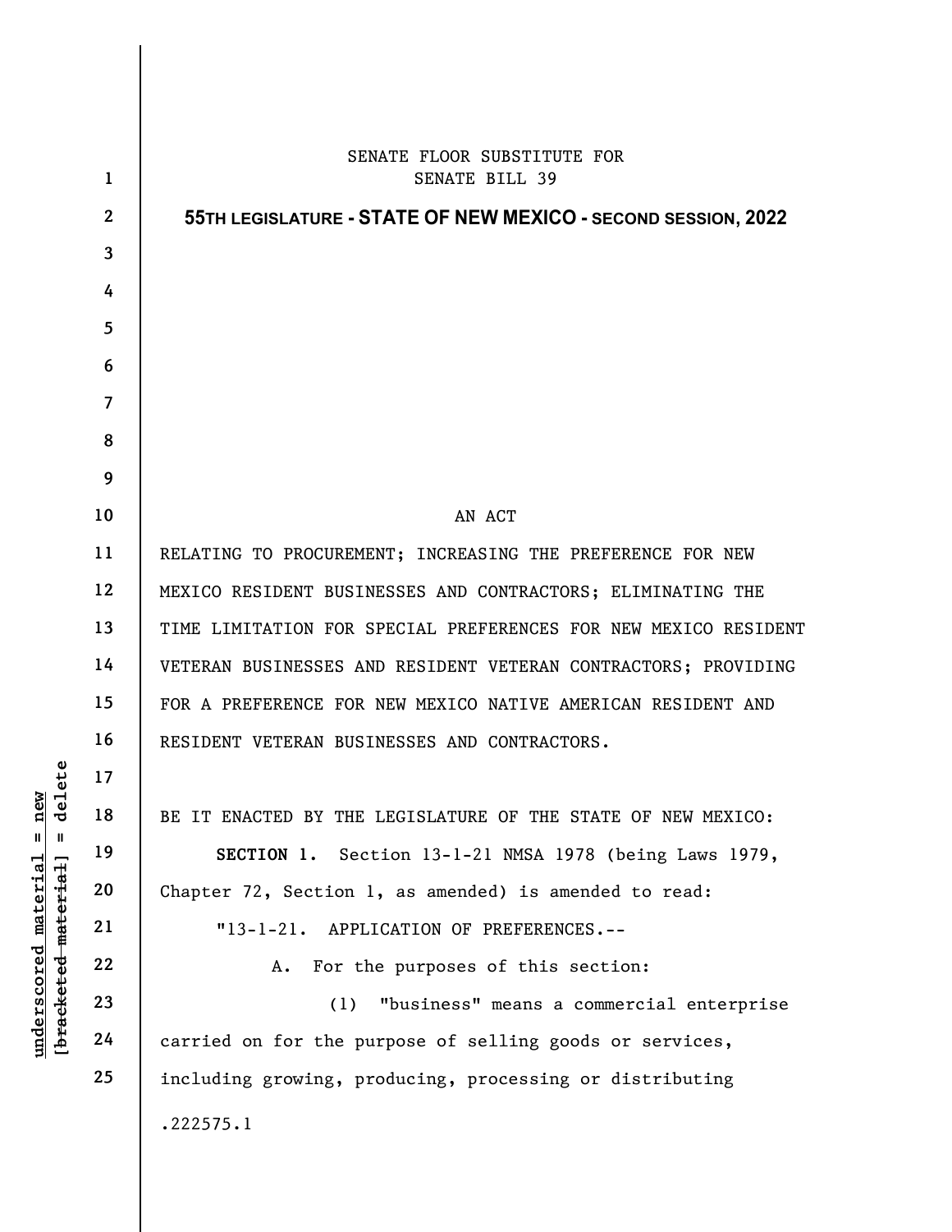SENATE FLOOR SUBSTITUTE FOR
SENATE BILL 39

**55TH LEGISLATURE - STATE OF NEW MEXICO - SECOND SESSION, 2022**

AN ACT

RELATING TO PROCUREMENT; INCREASING THE PREFERENCE FOR NEW MEXICO RESIDENT BUSINESSES AND CONTRACTORS; ELIMINATING THE TIME LIMITATION FOR SPECIAL PREFERENCES FOR NEW MEXICO RESIDENT VETERAN BUSINESSES AND RESIDENT VETERAN CONTRACTORS; PROVIDING FOR A PREFERENCE FOR NEW MEXICO NATIVE AMERICAN RESIDENT AND RESIDENT VETERAN BUSINESSES AND CONTRACTORS.

BE IT ENACTED BY THE LEGISLATURE OF THE STATE OF NEW MEXICO:

**SECTION 1.** Section 13-1-21 NMSA 1978 (being Laws 1979, Chapter 72, Section 1, as amended) is amended to read:

"13-1-21. APPLICATION OF PREFERENCES.--

A. For the purposes of this section:

(1) "business" means a commercial enterprise carried on for the purpose of selling goods or services, including growing, producing, processing or distributing

.222575.1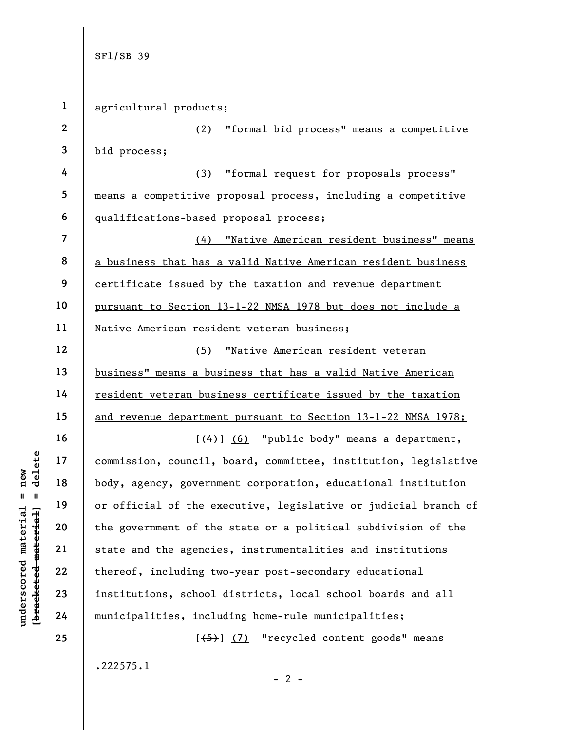agricultural products;

(2) "formal bid process" means a competitive bid process;

(3) "formal request for proposals process" means a competitive proposal process, including a competitive qualifications-based proposal process;

<u>(4) "Native American resident business" means a business that has a valid Native American resident business certificate issued by the taxation and revenue department pursuant to Section 13-1-22 NMSA 1978 but does not include a Native American resident veteran business;</u>

<u>(5) "Native American resident veteran business" means a business that has a valid Native American resident veteran business certificate issued by the taxation and revenue department pursuant to Section 13-1-22 NMSA 1978;</u>

[~~(4)~~] <u>(6)</u> "public body" means a department, commission, council, board, committee, institution, legislative body, agency, government corporation, educational institution or official of the executive, legislative or judicial branch of the government of the state or a political subdivision of the state and the agencies, instrumentalities and institutions thereof, including two-year post-secondary educational institutions, school districts, local school boards and all municipalities, including home-rule municipalities;

[~~(5)~~] <u>(7)</u> "recycled content goods" means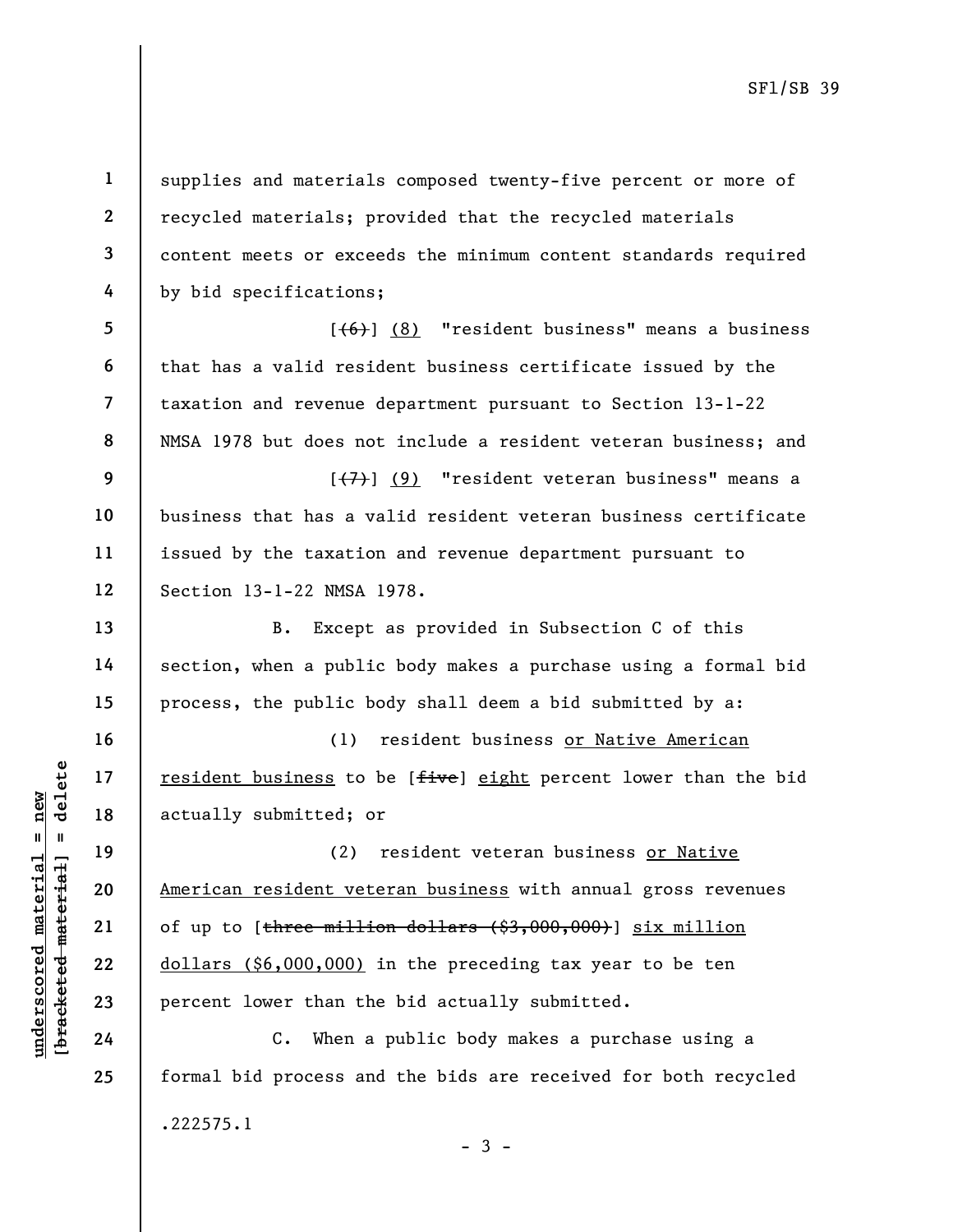supplies and materials composed twenty-five percent or more of recycled materials; provided that the recycled materials content meets or exceeds the minimum content standards required by bid specifications;

[~~(6)~~] <u>(8)</u> "resident business" means a business that has a valid resident business certificate issued by the taxation and revenue department pursuant to Section 13-1-22 NMSA 1978 but does not include a resident veteran business; and

[~~(7)~~] <u>(9)</u> "resident veteran business" means a business that has a valid resident veteran business certificate issued by the taxation and revenue department pursuant to Section 13-1-22 NMSA 1978.

B. Except as provided in Subsection C of this section, when a public body makes a purchase using a formal bid process, the public body shall deem a bid submitted by a:

(1) resident business <u>or Native American resident business</u> to be [~~five~~] <u>eight</u> percent lower than the bid actually submitted; or

(2) resident veteran business <u>or Native American resident veteran business</u> with annual gross revenues of up to [~~three million dollars ($3,000,000)~~] <u>six million dollars ($6,000,000)</u> in the preceding tax year to be ten percent lower than the bid actually submitted.

C. When a public body makes a purchase using a formal bid process and the bids are received for both recycled

.222575.1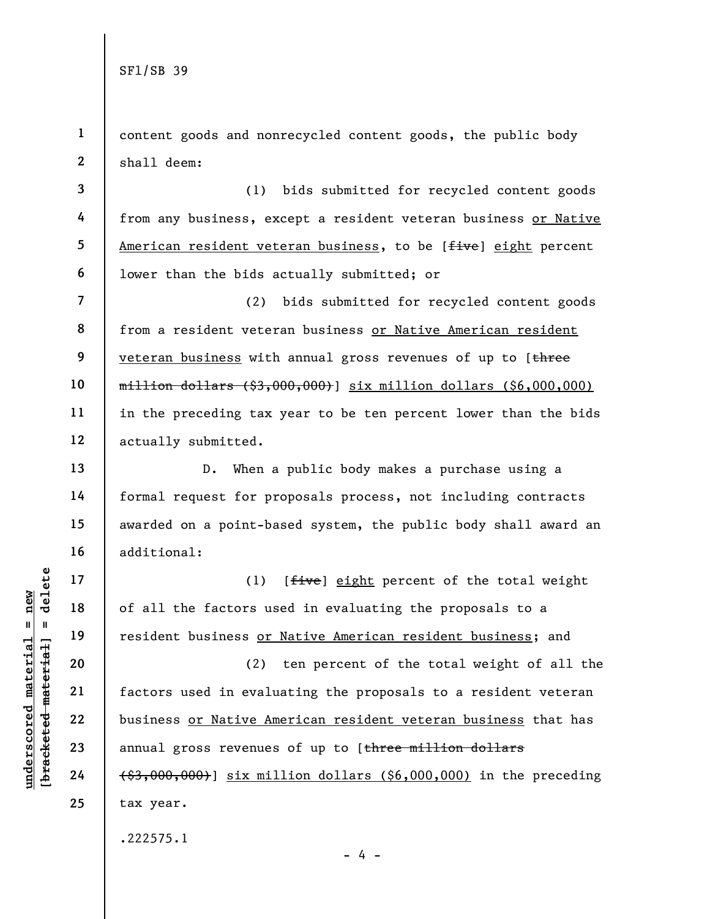content goods and nonrecycled content goods, the public body shall deem:

(1) bids submitted for recycled content goods from any business, except a resident veteran business <u>or Native American resident veteran business</u>, to be [~~five~~] <u>eight</u> percent lower than the bids actually submitted; or

(2) bids submitted for recycled content goods from a resident veteran business <u>or Native American resident veteran business</u> with annual gross revenues of up to [~~three million dollars ($3,000,000)~~] <u>six million dollars ($6,000,000)</u> in the preceding tax year to be ten percent lower than the bids actually submitted.

D. When a public body makes a purchase using a formal request for proposals process, not including contracts awarded on a point-based system, the public body shall award an additional:

(1) [~~five~~] <u>eight</u> percent of the total weight of all the factors used in evaluating the proposals to a resident business <u>or Native American resident business</u>; and

(2) ten percent of the total weight of all the factors used in evaluating the proposals to a resident veteran business <u>or Native American resident veteran business</u> that has annual gross revenues of up to [~~three million dollars ($3,000,000)~~] <u>six million dollars ($6,000,000)</u> in the preceding tax year.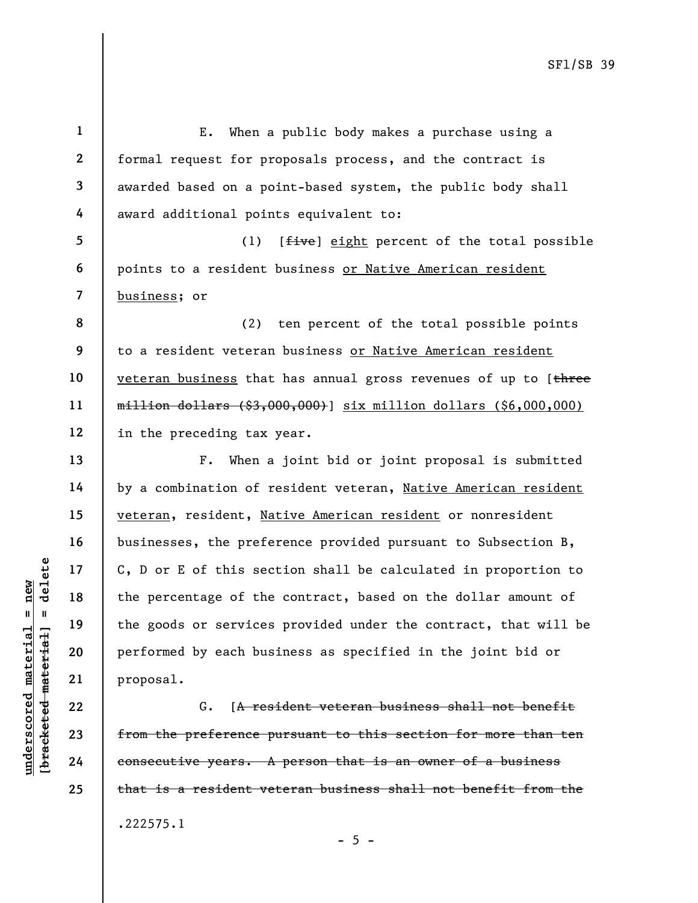E. When a public body makes a purchase using a formal request for proposals process, and the contract is awarded based on a point-based system, the public body shall award additional points equivalent to:

(1) [~~five~~] <u>eight</u> percent of the total possible points to a resident business <u>or Native American resident business</u>; or

(2) ten percent of the total possible points to a resident veteran business <u>or Native American resident veteran business</u> that has annual gross revenues of up to [~~three million dollars ($3,000,000)~~] <u>six million dollars ($6,000,000)</u> in the preceding tax year.

F. When a joint bid or joint proposal is submitted by a combination of resident veteran, <u>Native American resident veteran</u>, resident, <u>Native American resident</u> or nonresident businesses, the preference provided pursuant to Subsection B, C, D or E of this section shall be calculated in proportion to the percentage of the contract, based on the dollar amount of the goods or services provided under the contract, that will be performed by each business as specified in the joint bid or proposal.

G. [~~A resident veteran business shall not benefit from the preference pursuant to this section for more than ten consecutive years. A person that is an owner of a business that is a resident veteran business shall not benefit from the~~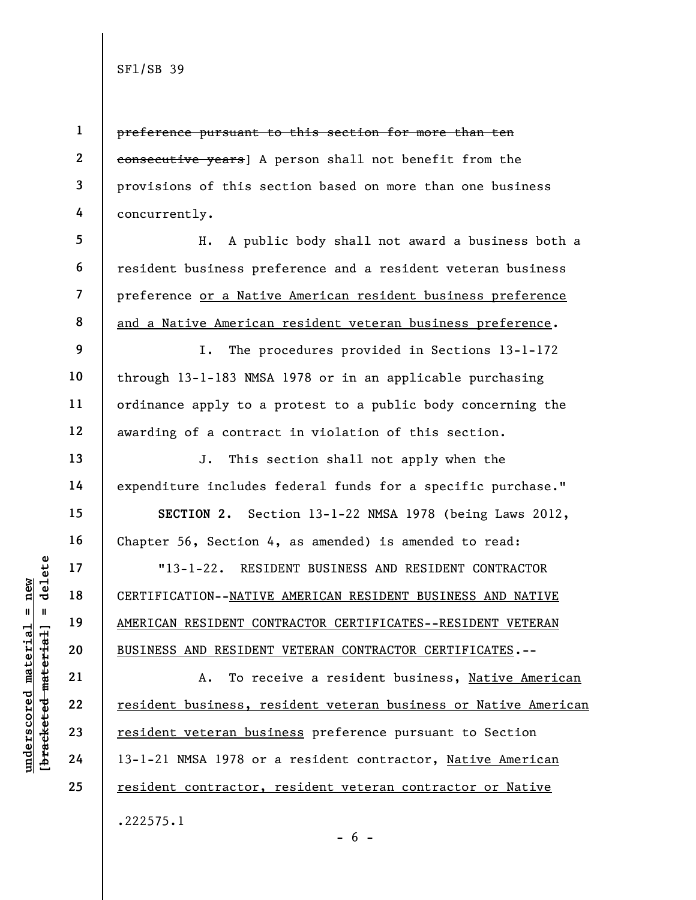~~preference pursuant to this section for more than ten consecutive years~~] A person shall not benefit from the provisions of this section based on more than one business concurrently.

H. A public body shall not award a business both a resident business preference and a resident veteran business preference <u>or a Native American resident business preference and a Native American resident veteran business preference</u>.

I. The procedures provided in Sections 13-1-172 through 13-1-183 NMSA 1978 or in an applicable purchasing ordinance apply to a protest to a public body concerning the awarding of a contract in violation of this section.

J. This section shall not apply when the expenditure includes federal funds for a specific purchase."

**SECTION 2.** Section 13-1-22 NMSA 1978 (being Laws 2012, Chapter 56, Section 4, as amended) is amended to read:

"13-1-22. RESIDENT BUSINESS AND RESIDENT CONTRACTOR CERTIFICATION--<u>NATIVE AMERICAN RESIDENT BUSINESS AND NATIVE AMERICAN RESIDENT CONTRACTOR CERTIFICATES--RESIDENT VETERAN BUSINESS AND RESIDENT VETERAN CONTRACTOR CERTIFICATES</u>.--

A. To receive a resident business, <u>Native American resident business, resident veteran business or Native American resident veteran business</u> preference pursuant to Section 13-1-21 NMSA 1978 or a resident contractor, <u>Native American resident contractor, resident veteran contractor or Native</u>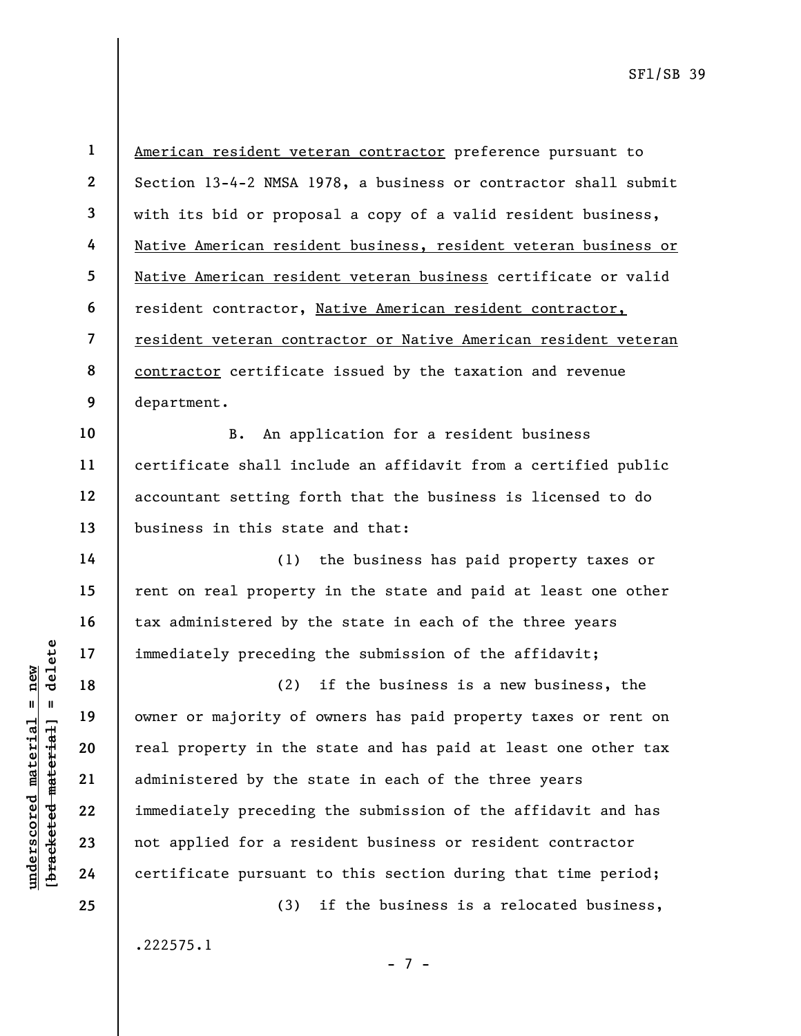American resident veteran contractor preference pursuant to Section 13-4-2 NMSA 1978, a business or contractor shall submit with its bid or proposal a copy of a valid resident business, Native American resident business, resident veteran business or Native American resident veteran business certificate or valid resident contractor, Native American resident contractor, resident veteran contractor or Native American resident veteran contractor certificate issued by the taxation and revenue department.

B. An application for a resident business certificate shall include an affidavit from a certified public accountant setting forth that the business is licensed to do business in this state and that:

(1) the business has paid property taxes or rent on real property in the state and paid at least one other tax administered by the state in each of the three years immediately preceding the submission of the affidavit;

(2) if the business is a new business, the owner or majority of owners has paid property taxes or rent on real property in the state and has paid at least one other tax administered by the state in each of the three years immediately preceding the submission of the affidavit and has not applied for a resident business or resident contractor certificate pursuant to this section during that time period;

(3) if the business is a relocated business,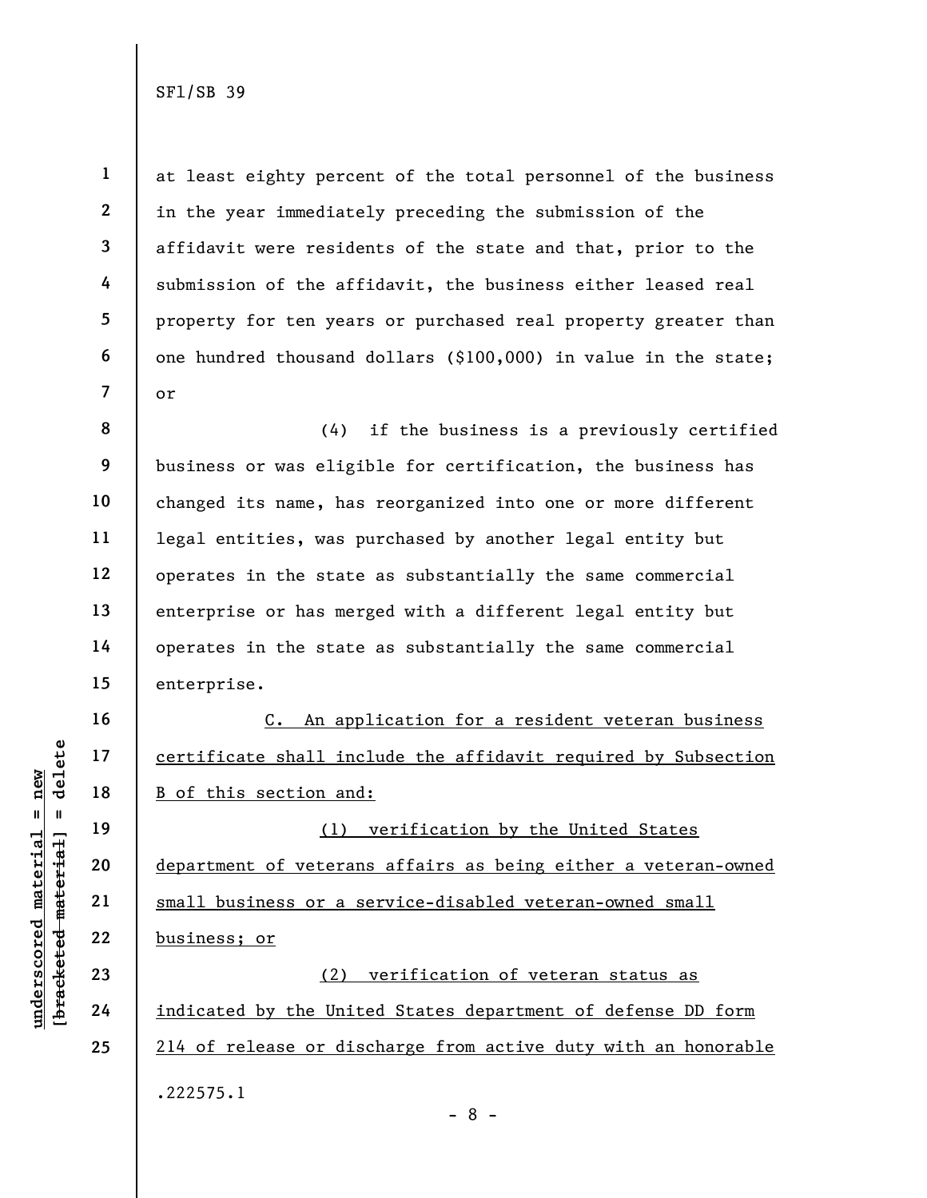at least eighty percent of the total personnel of the business in the year immediately preceding the submission of the affidavit were residents of the state and that, prior to the submission of the affidavit, the business either leased real property for ten years or purchased real property greater than one hundred thousand dollars ($100,000) in value in the state; or

(4) if the business is a previously certified business or was eligible for certification, the business has changed its name, has reorganized into one or more different legal entities, was purchased by another legal entity but operates in the state as substantially the same commercial enterprise or has merged with a different legal entity but operates in the state as substantially the same commercial enterprise.

<u>C. An application for a resident veteran business certificate shall include the affidavit required by Subsection B of this section and:</u>

<u>(1) verification by the United States department of veterans affairs as being either a veteran-owned small business or a service-disabled veteran-owned small business; or</u>

<u>(2) verification of veteran status as indicated by the United States department of defense DD form 214 of release or discharge from active duty with an honorable</u>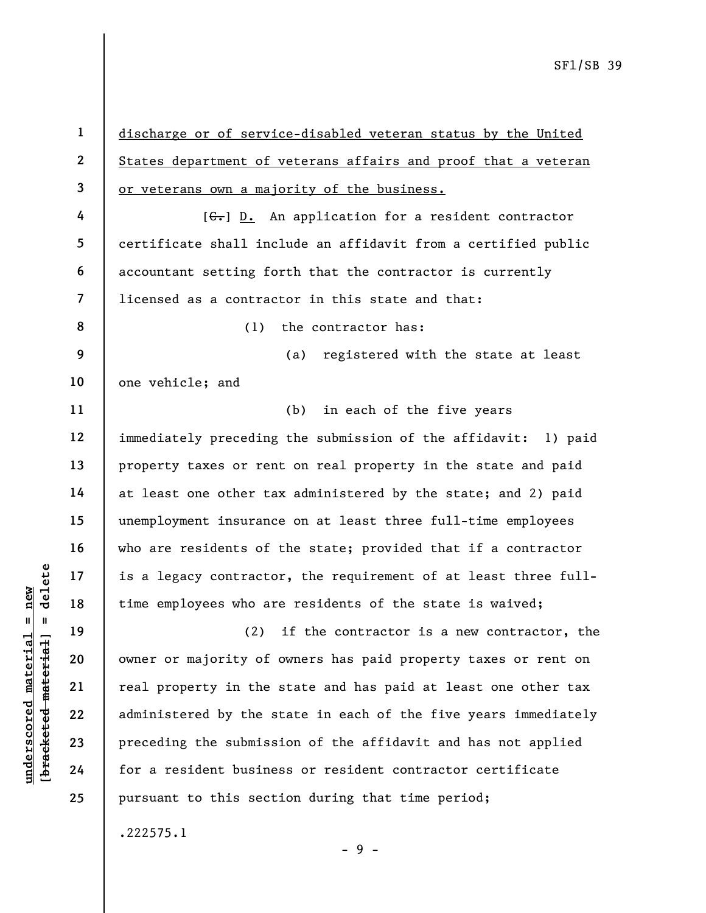discharge or of service-disabled veteran status by the United States department of veterans affairs and proof that a veteran or veterans own a majority of the business.

[~~C.~~] D. An application for a resident contractor certificate shall include an affidavit from a certified public accountant setting forth that the contractor is currently licensed as a contractor in this state and that:

(1) the contractor has:

(a) registered with the state at least one vehicle; and

(b) in each of the five years immediately preceding the submission of the affidavit: 1) paid property taxes or rent on real property in the state and paid at least one other tax administered by the state; and 2) paid unemployment insurance on at least three full-time employees who are residents of the state; provided that if a contractor is a legacy contractor, the requirement of at least three full-time employees who are residents of the state is waived;

(2) if the contractor is a new contractor, the owner or majority of owners has paid property taxes or rent on real property in the state and has paid at least one other tax administered by the state in each of the five years immediately preceding the submission of the affidavit and has not applied for a resident business or resident contractor certificate pursuant to this section during that time period;

.222575.1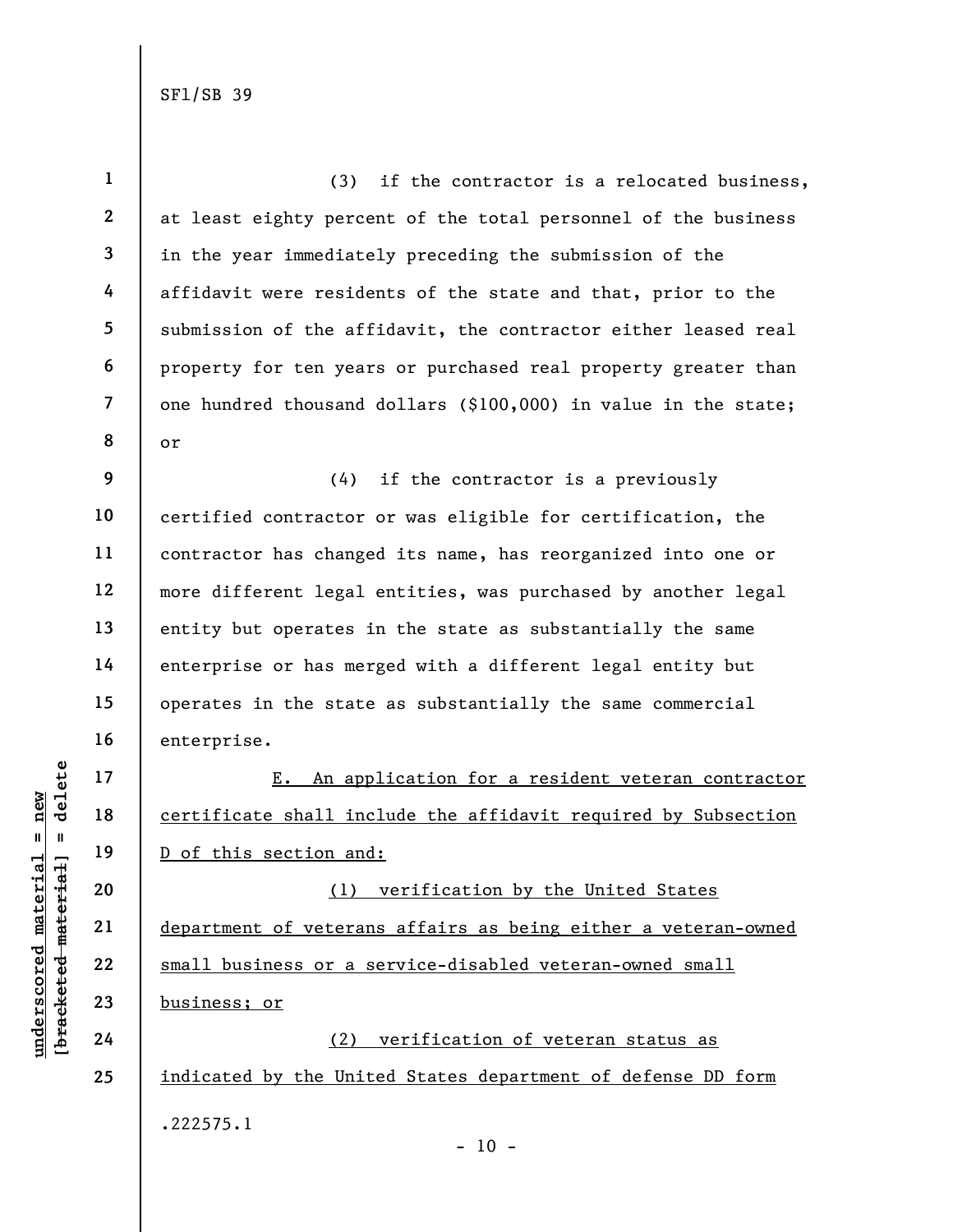(3) if the contractor is a relocated business, at least eighty percent of the total personnel of the business in the year immediately preceding the submission of the affidavit were residents of the state and that, prior to the submission of the affidavit, the contractor either leased real property for ten years or purchased real property greater than one hundred thousand dollars ($100,000) in value in the state; or

(4) if the contractor is a previously certified contractor or was eligible for certification, the contractor has changed its name, has reorganized into one or more different legal entities, was purchased by another legal entity but operates in the state as substantially the same enterprise or has merged with a different legal entity but operates in the state as substantially the same commercial enterprise.

E. An application for a resident veteran contractor certificate shall include the affidavit required by Subsection D of this section and:

(1) verification by the United States department of veterans affairs as being either a veteran-owned small business or a service-disabled veteran-owned small business; or

(2) verification of veteran status as indicated by the United States department of defense DD form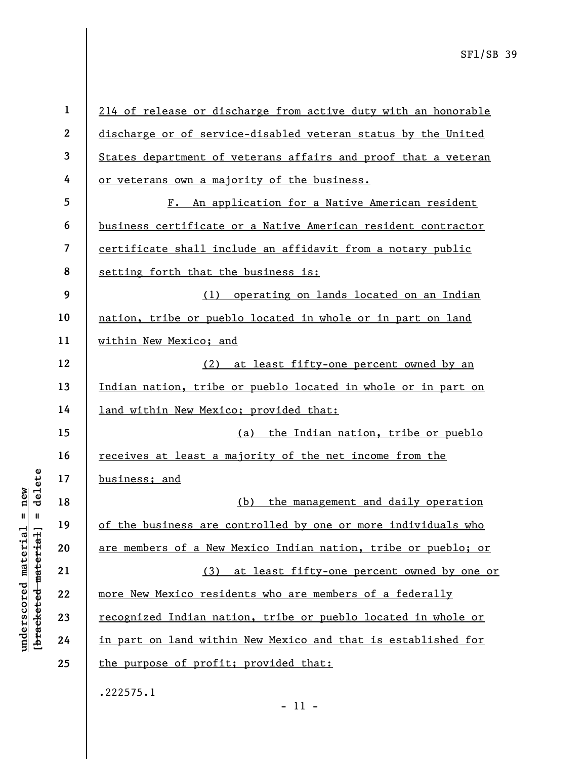214 of release or discharge from active duty with an honorable discharge or of service-disabled veteran status by the United States department of veterans affairs and proof that a veteran or veterans own a majority of the business.

F. An application for a Native American resident business certificate or a Native American resident contractor certificate shall include an affidavit from a notary public setting forth that the business is:

(1) operating on lands located on an Indian nation, tribe or pueblo located in whole or in part on land within New Mexico; and

(2) at least fifty-one percent owned by an Indian nation, tribe or pueblo located in whole or in part on land within New Mexico; provided that:

(a) the Indian nation, tribe or pueblo receives at least a majority of the net income from the business; and

(b) the management and daily operation of the business are controlled by one or more individuals who are members of a New Mexico Indian nation, tribe or pueblo; or

(3) at least fifty-one percent owned by one or more New Mexico residents who are members of a federally recognized Indian nation, tribe or pueblo located in whole or in part on land within New Mexico and that is established for the purpose of profit; provided that:

.222575.1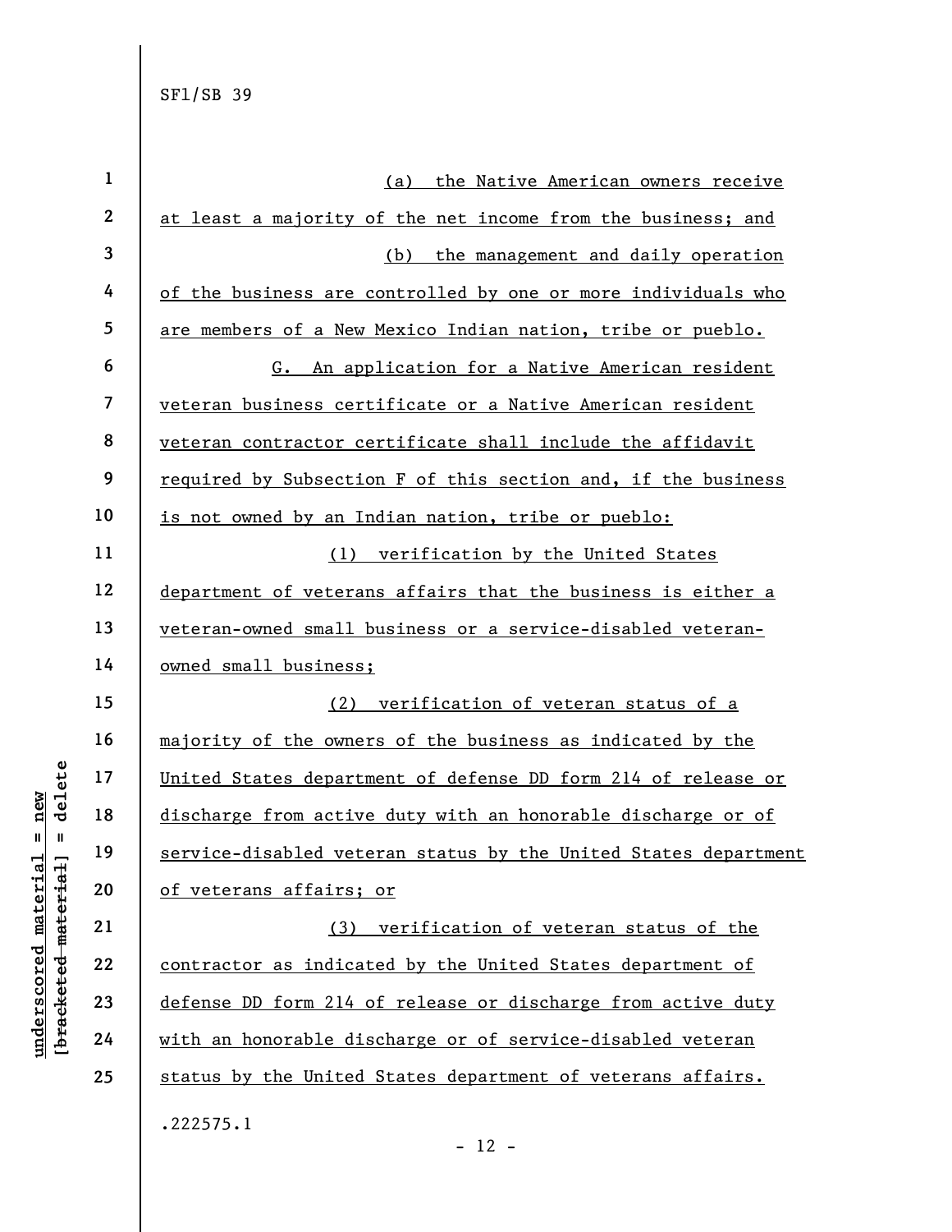(a) the Native American owners receive at least a majority of the net income from the business; and

(b) the management and daily operation of the business are controlled by one or more individuals who are members of a New Mexico Indian nation, tribe or pueblo.

G. An application for a Native American resident veteran business certificate or a Native American resident veteran contractor certificate shall include the affidavit required by Subsection F of this section and, if the business is not owned by an Indian nation, tribe or pueblo:

(1) verification by the United States department of veterans affairs that the business is either a veteran-owned small business or a service-disabled veteran-owned small business;

(2) verification of veteran status of a majority of the owners of the business as indicated by the United States department of defense DD form 214 of release or discharge from active duty with an honorable discharge or of service-disabled veteran status by the United States department of veterans affairs; or

(3) verification of veteran status of the contractor as indicated by the United States department of defense DD form 214 of release or discharge from active duty with an honorable discharge or of service-disabled veteran status by the United States department of veterans affairs.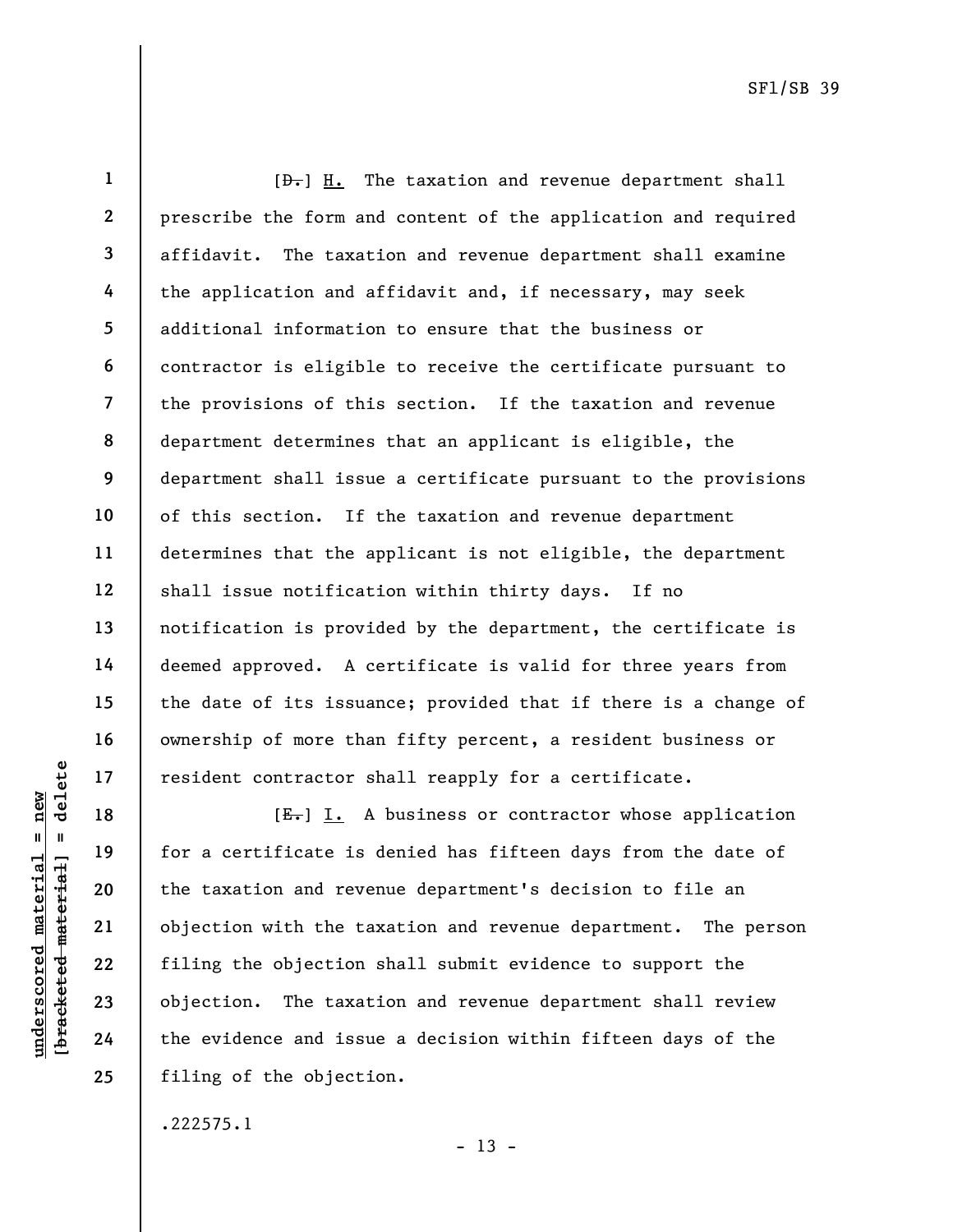[~~D.~~] H. The taxation and revenue department shall prescribe the form and content of the application and required affidavit. The taxation and revenue department shall examine the application and affidavit and, if necessary, may seek additional information to ensure that the business or contractor is eligible to receive the certificate pursuant to the provisions of this section. If the taxation and revenue department determines that an applicant is eligible, the department shall issue a certificate pursuant to the provisions of this section. If the taxation and revenue department determines that the applicant is not eligible, the department shall issue notification within thirty days. If no notification is provided by the department, the certificate is deemed approved. A certificate is valid for three years from the date of its issuance; provided that if there is a change of ownership of more than fifty percent, a resident business or resident contractor shall reapply for a certificate.

[~~E.~~] I. A business or contractor whose application for a certificate is denied has fifteen days from the date of the taxation and revenue department's decision to file an objection with the taxation and revenue department. The person filing the objection shall submit evidence to support the objection. The taxation and revenue department shall review the evidence and issue a decision within fifteen days of the filing of the objection.

.222575.1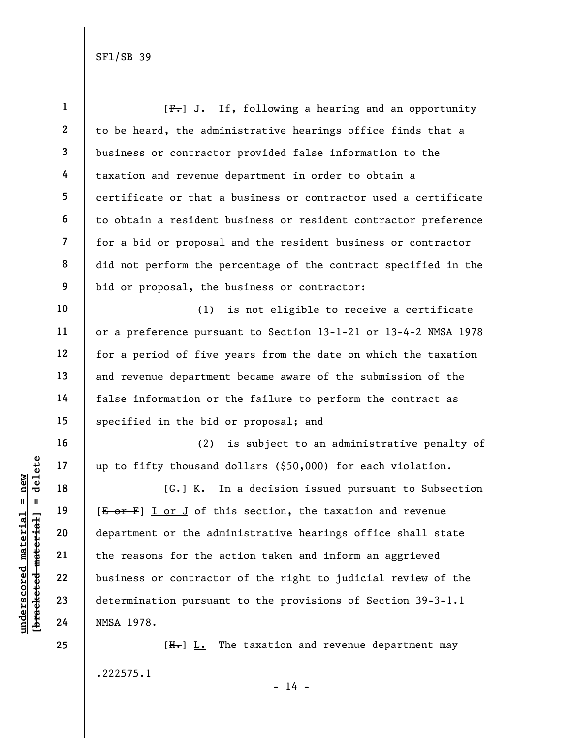[~~F.~~] J. If, following a hearing and an opportunity to be heard, the administrative hearings office finds that a business or contractor provided false information to the taxation and revenue department in order to obtain a certificate or that a business or contractor used a certificate to obtain a resident business or resident contractor preference for a bid or proposal and the resident business or contractor did not perform the percentage of the contract specified in the bid or proposal, the business or contractor:

(1) is not eligible to receive a certificate or a preference pursuant to Section 13-1-21 or 13-4-2 NMSA 1978 for a period of five years from the date on which the taxation and revenue department became aware of the submission of the false information or the failure to perform the contract as specified in the bid or proposal; and

(2) is subject to an administrative penalty of up to fifty thousand dollars ($50,000) for each violation.

[~~G.~~] K. In a decision issued pursuant to Subsection [~~E or F~~] I or J of this section, the taxation and revenue department or the administrative hearings office shall state the reasons for the action taken and inform an aggrieved business or contractor of the right to judicial review of the determination pursuant to the provisions of Section 39-3-1.1 NMSA 1978.

[~~H.~~] L. The taxation and revenue department may

.222575.1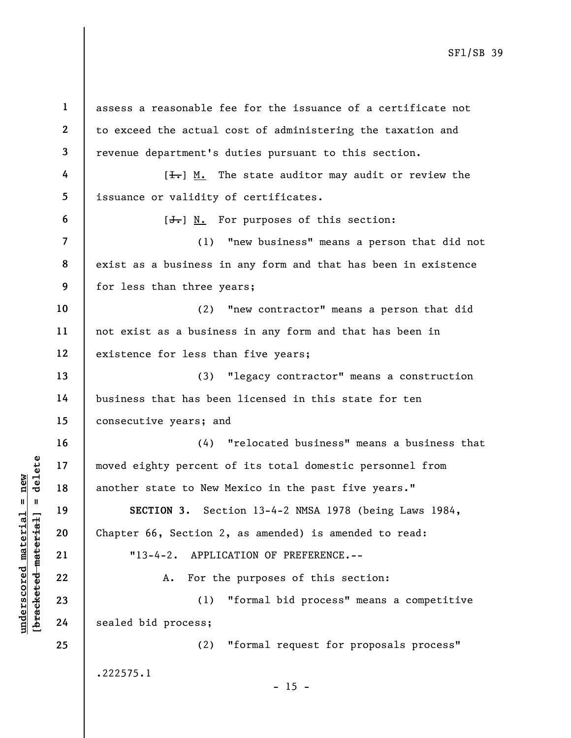assess a reasonable fee for the issuance of a certificate not to exceed the actual cost of administering the taxation and revenue department's duties pursuant to this section.

[~~I.~~] M. The state auditor may audit or review the issuance or validity of certificates.

[~~J.~~] N. For purposes of this section:

(1) "new business" means a person that did not exist as a business in any form and that has been in existence for less than three years;

(2) "new contractor" means a person that did not exist as a business in any form and that has been in existence for less than five years;

(3) "legacy contractor" means a construction business that has been licensed in this state for ten consecutive years; and

(4) "relocated business" means a business that moved eighty percent of its total domestic personnel from another state to New Mexico in the past five years."

**SECTION 3.** Section 13-4-2 NMSA 1978 (being Laws 1984, Chapter 66, Section 2, as amended) is amended to read:

"13-4-2. APPLICATION OF PREFERENCE.--

A. For the purposes of this section:

(1) "formal bid process" means a competitive sealed bid process;

(2) "formal request for proposals process"

.222575.1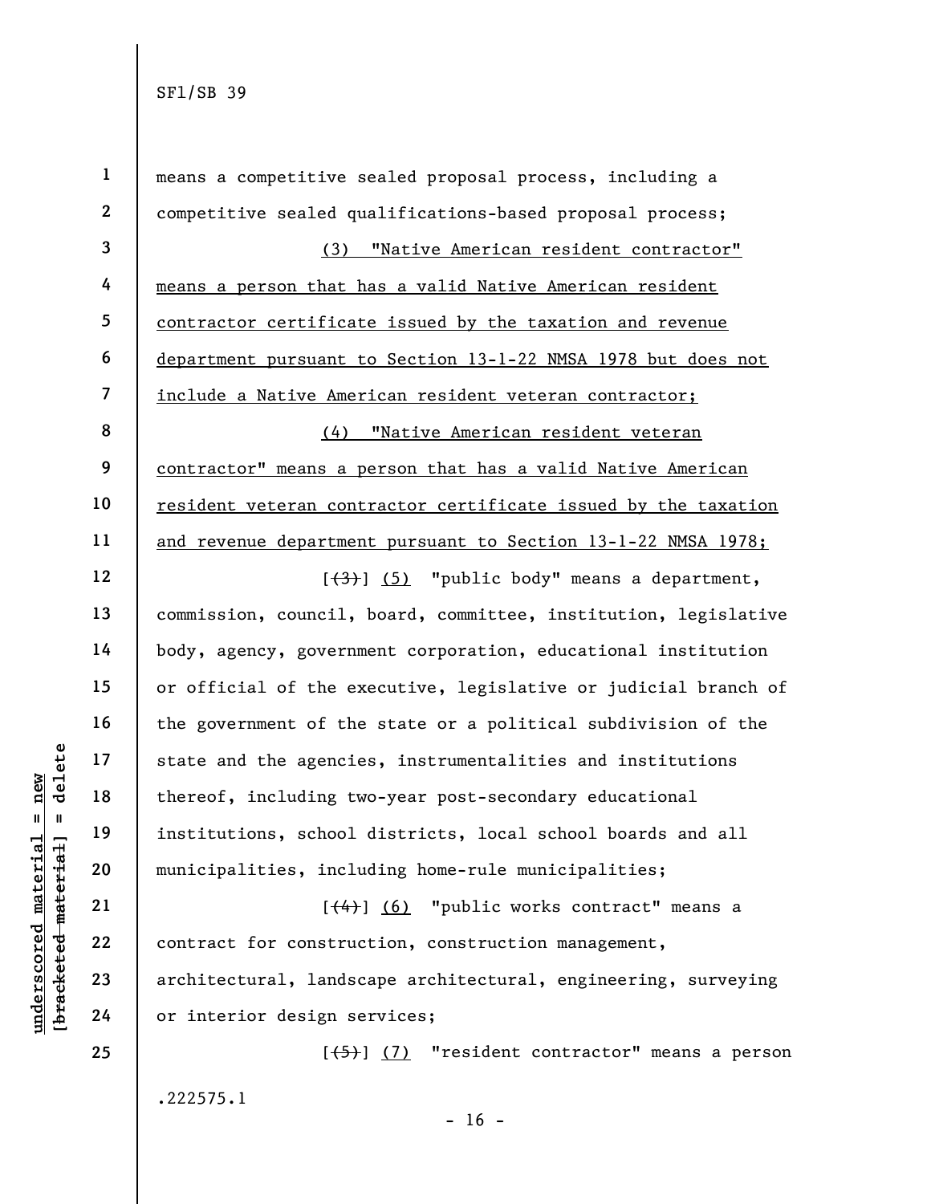means a competitive sealed proposal process, including a competitive sealed qualifications-based proposal process;

<u>(3) "Native American resident contractor" means a person that has a valid Native American resident contractor certificate issued by the taxation and revenue department pursuant to Section 13-1-22 NMSA 1978 but does not include a Native American resident veteran contractor;</u>

<u>(4) "Native American resident veteran contractor" means a person that has a valid Native American resident veteran contractor certificate issued by the taxation and revenue department pursuant to Section 13-1-22 NMSA 1978;</u>

[~~(3)~~] <u>(5)</u> "public body" means a department, commission, council, board, committee, institution, legislative body, agency, government corporation, educational institution or official of the executive, legislative or judicial branch of the government of the state or a political subdivision of the state and the agencies, instrumentalities and institutions thereof, including two-year post-secondary educational institutions, school districts, local school boards and all municipalities, including home-rule municipalities;

[~~(4)~~] <u>(6)</u> "public works contract" means a contract for construction, construction management, architectural, landscape architectural, engineering, surveying or interior design services;

[~~(5)~~] <u>(7)</u> "resident contractor" means a person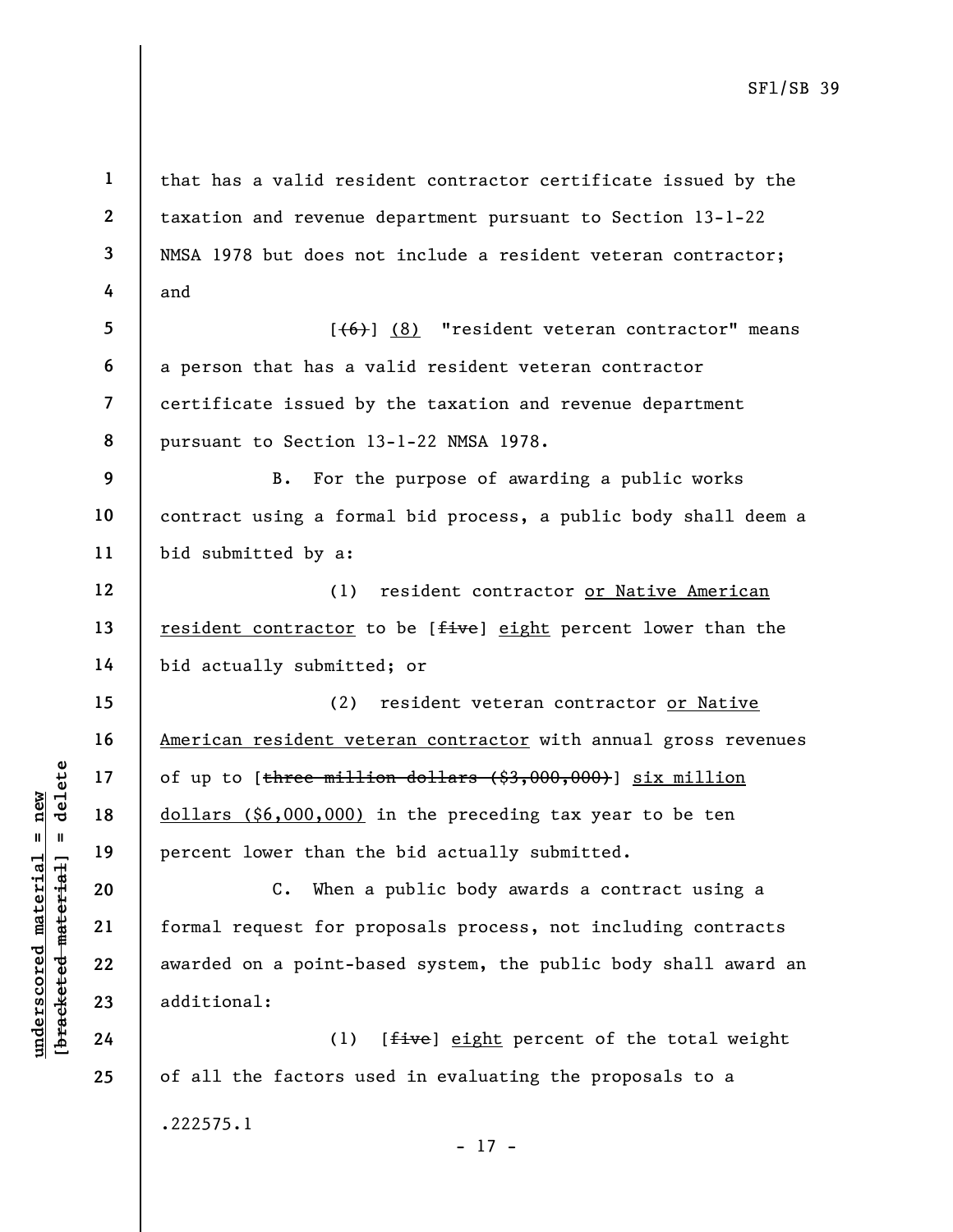that has a valid resident contractor certificate issued by the taxation and revenue department pursuant to Section 13-1-22 NMSA 1978 but does not include a resident veteran contractor; and

[~~(6)~~] (8) "resident veteran contractor" means a person that has a valid resident veteran contractor certificate issued by the taxation and revenue department pursuant to Section 13-1-22 NMSA 1978.

B. For the purpose of awarding a public works contract using a formal bid process, a public body shall deem a bid submitted by a:

(1) resident contractor or Native American resident contractor to be [~~five~~] eight percent lower than the bid actually submitted; or

(2) resident veteran contractor or Native American resident veteran contractor with annual gross revenues of up to [~~three million dollars ($3,000,000)~~] six million dollars ($6,000,000) in the preceding tax year to be ten percent lower than the bid actually submitted.

C. When a public body awards a contract using a formal request for proposals process, not including contracts awarded on a point-based system, the public body shall award an additional:

(1) [~~five~~] eight percent of the total weight of all the factors used in evaluating the proposals to a

.222575.1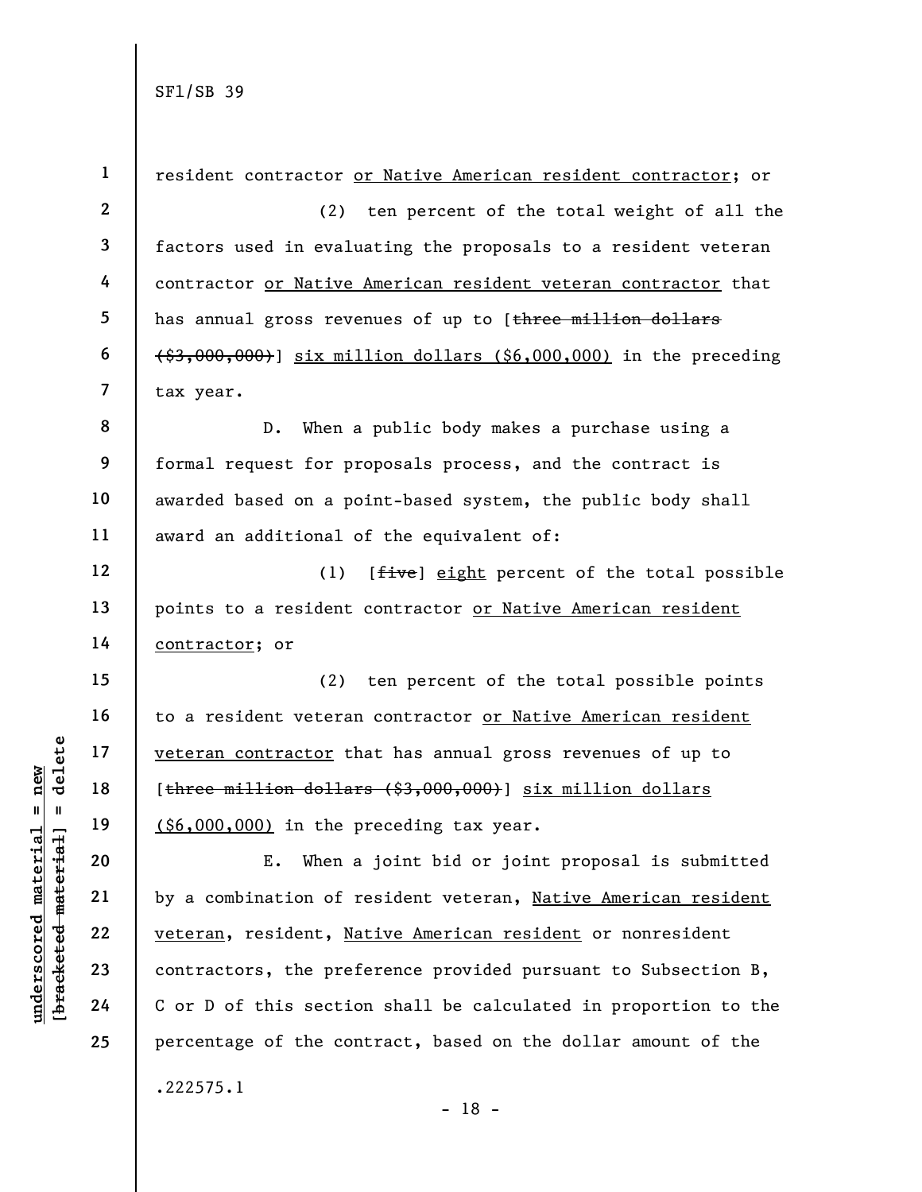resident contractor or Native American resident contractor; or

(2) ten percent of the total weight of all the factors used in evaluating the proposals to a resident veteran contractor or Native American resident veteran contractor that has annual gross revenues of up to [three million dollars ($3,000,000)] six million dollars ($6,000,000) in the preceding tax year.

D. When a public body makes a purchase using a formal request for proposals process, and the contract is awarded based on a point-based system, the public body shall award an additional of the equivalent of:

(1) [five] eight percent of the total possible points to a resident contractor or Native American resident contractor; or

(2) ten percent of the total possible points to a resident veteran contractor or Native American resident veteran contractor that has annual gross revenues of up to [three million dollars ($3,000,000)] six million dollars ($6,000,000) in the preceding tax year.

E. When a joint bid or joint proposal is submitted by a combination of resident veteran, Native American resident veteran, resident, Native American resident or nonresident contractors, the preference provided pursuant to Subsection B, C or D of this section shall be calculated in proportion to the percentage of the contract, based on the dollar amount of the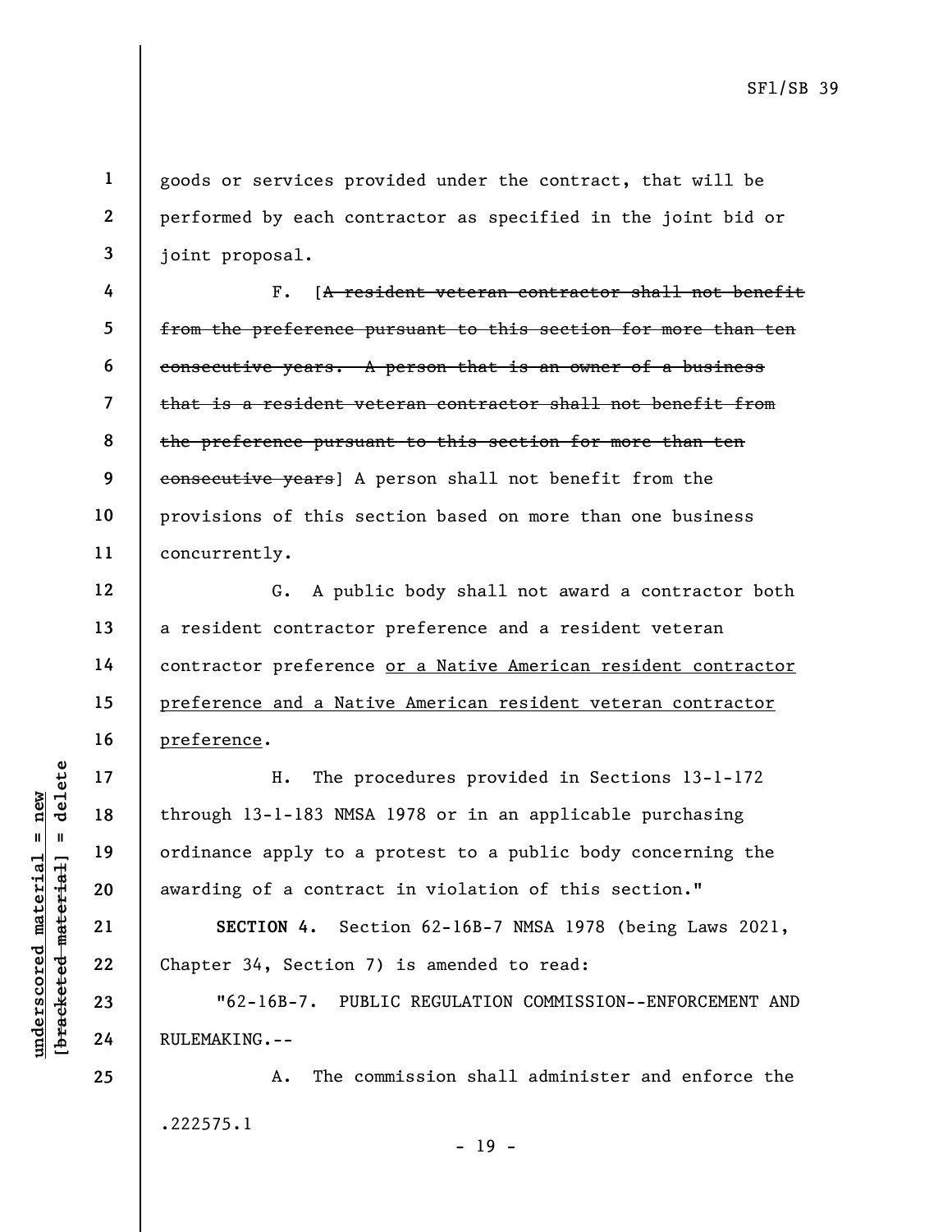goods or services provided under the contract, that will be performed by each contractor as specified in the joint bid or joint proposal.

F. [~~A resident veteran contractor shall not benefit from the preference pursuant to this section for more than ten consecutive years. A person that is an owner of a business that is a resident veteran contractor shall not benefit from the preference pursuant to this section for more than ten consecutive years~~] A person shall not benefit from the provisions of this section based on more than one business concurrently.

G. A public body shall not award a contractor both a resident contractor preference and a resident veteran contractor preference <u>or a Native American resident contractor preference and a Native American resident veteran contractor preference</u>.

H. The procedures provided in Sections 13-1-172 through 13-1-183 NMSA 1978 or in an applicable purchasing ordinance apply to a protest to a public body concerning the awarding of a contract in violation of this section."

**SECTION 4.** Section 62-16B-7 NMSA 1978 (being Laws 2021, Chapter 34, Section 7) is amended to read:

"62-16B-7. PUBLIC REGULATION COMMISSION--ENFORCEMENT AND RULEMAKING.--

A. The commission shall administer and enforce the

.222575.1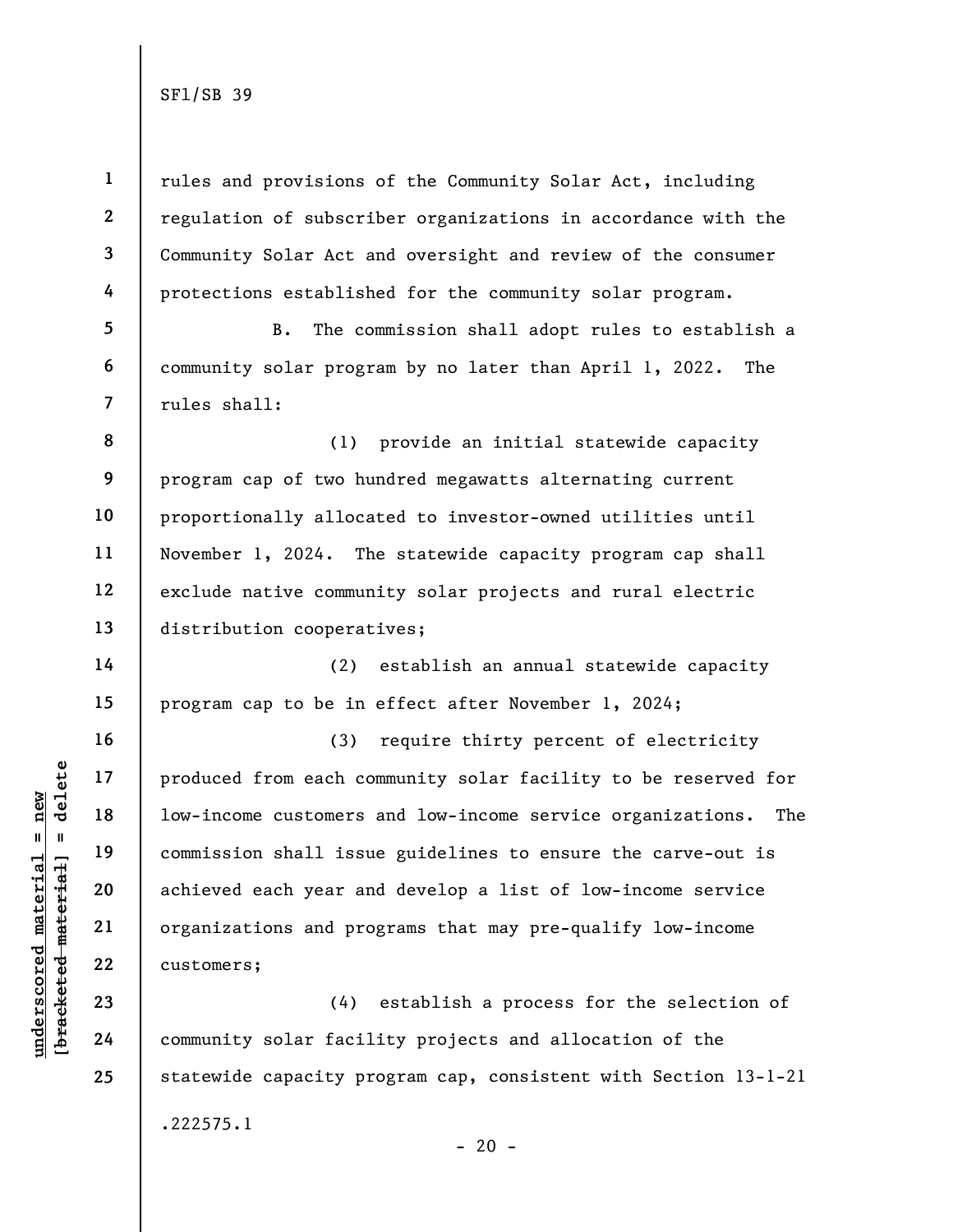rules and provisions of the Community Solar Act, including regulation of subscriber organizations in accordance with the Community Solar Act and oversight and review of the consumer protections established for the community solar program.

B. The commission shall adopt rules to establish a community solar program by no later than April 1, 2022. The rules shall:

(1) provide an initial statewide capacity program cap of two hundred megawatts alternating current proportionally allocated to investor-owned utilities until November 1, 2024. The statewide capacity program cap shall exclude native community solar projects and rural electric distribution cooperatives;

(2) establish an annual statewide capacity program cap to be in effect after November 1, 2024;

(3) require thirty percent of electricity produced from each community solar facility to be reserved for low-income customers and low-income service organizations. The commission shall issue guidelines to ensure the carve-out is achieved each year and develop a list of low-income service organizations and programs that may pre-qualify low-income customers;

(4) establish a process for the selection of community solar facility projects and allocation of the statewide capacity program cap, consistent with Section 13-1-21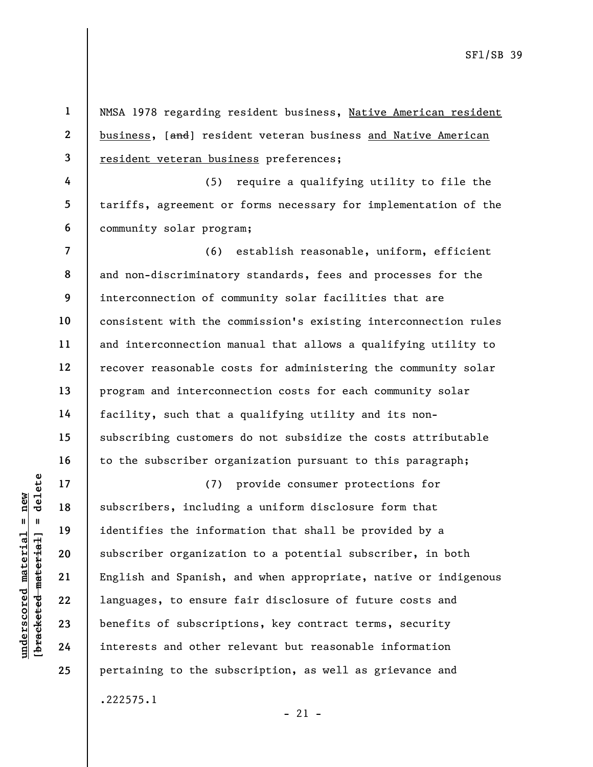NMSA 1978 regarding resident business, Native American resident business, [and] resident veteran business and Native American resident veteran business preferences;

(5) require a qualifying utility to file the tariffs, agreement or forms necessary for implementation of the community solar program;

(6) establish reasonable, uniform, efficient and non-discriminatory standards, fees and processes for the interconnection of community solar facilities that are consistent with the commission's existing interconnection rules and interconnection manual that allows a qualifying utility to recover reasonable costs for administering the community solar program and interconnection costs for each community solar facility, such that a qualifying utility and its non-subscribing customers do not subsidize the costs attributable to the subscriber organization pursuant to this paragraph;

(7) provide consumer protections for subscribers, including a uniform disclosure form that identifies the information that shall be provided by a subscriber organization to a potential subscriber, in both English and Spanish, and when appropriate, native or indigenous languages, to ensure fair disclosure of future costs and benefits of subscriptions, key contract terms, security interests and other relevant but reasonable information pertaining to the subscription, as well as grievance and

.222575.1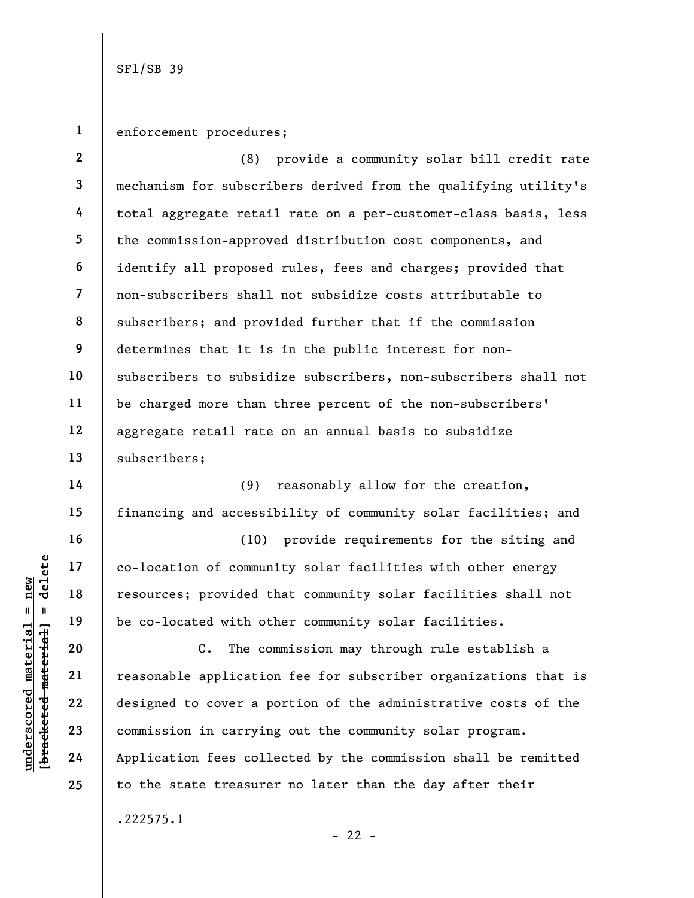enforcement procedures;

(8) provide a community solar bill credit rate mechanism for subscribers derived from the qualifying utility's total aggregate retail rate on a per-customer-class basis, less the commission-approved distribution cost components, and identify all proposed rules, fees and charges; provided that non-subscribers shall not subsidize costs attributable to subscribers; and provided further that if the commission determines that it is in the public interest for non-subscribers to subsidize subscribers, non-subscribers shall not be charged more than three percent of the non-subscribers' aggregate retail rate on an annual basis to subsidize subscribers;

(9) reasonably allow for the creation, financing and accessibility of community solar facilities; and

(10) provide requirements for the siting and co-location of community solar facilities with other energy resources; provided that community solar facilities shall not be co-located with other community solar facilities.

C. The commission may through rule establish a reasonable application fee for subscriber organizations that is designed to cover a portion of the administrative costs of the commission in carrying out the community solar program. Application fees collected by the commission shall be remitted to the state treasurer no later than the day after their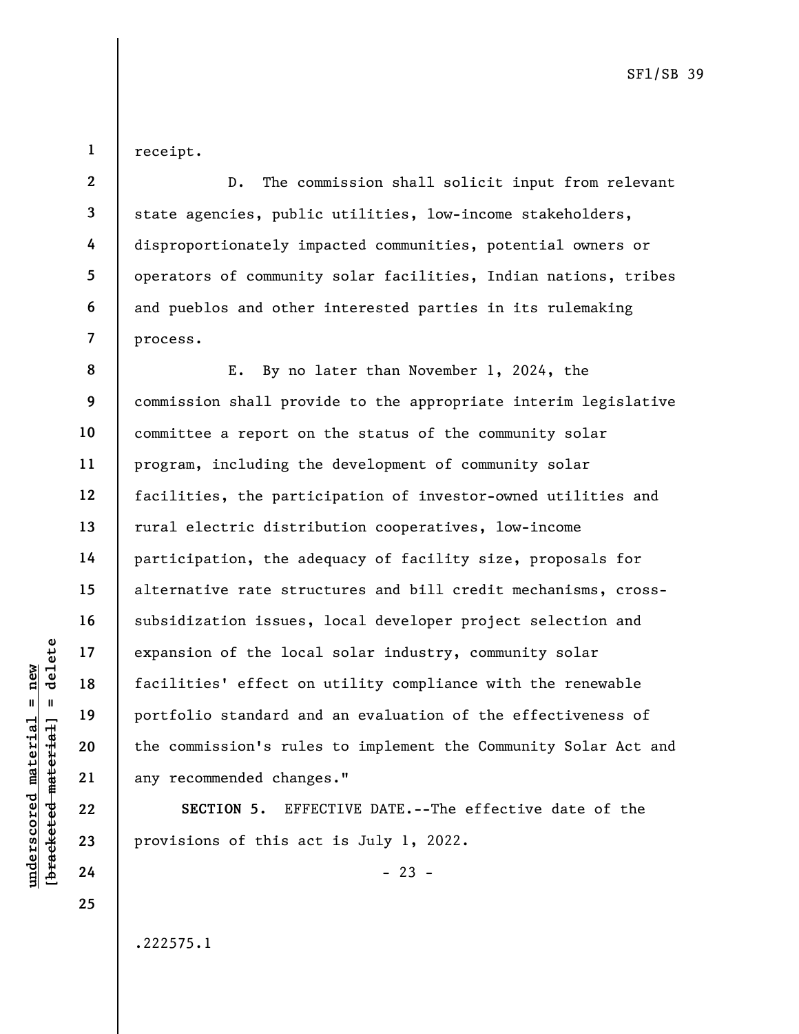receipt.

D. The commission shall solicit input from relevant state agencies, public utilities, low-income stakeholders, disproportionately impacted communities, potential owners or operators of community solar facilities, Indian nations, tribes and pueblos and other interested parties in its rulemaking process.

E. By no later than November 1, 2024, the commission shall provide to the appropriate interim legislative committee a report on the status of the community solar program, including the development of community solar facilities, the participation of investor-owned utilities and rural electric distribution cooperatives, low-income participation, the adequacy of facility size, proposals for alternative rate structures and bill credit mechanisms, cross-subsidization issues, local developer project selection and expansion of the local solar industry, community solar facilities' effect on utility compliance with the renewable portfolio standard and an evaluation of the effectiveness of the commission's rules to implement the Community Solar Act and any recommended changes."

**SECTION 5.** EFFECTIVE DATE.--The effective date of the provisions of this act is July 1, 2022.

.222575.1